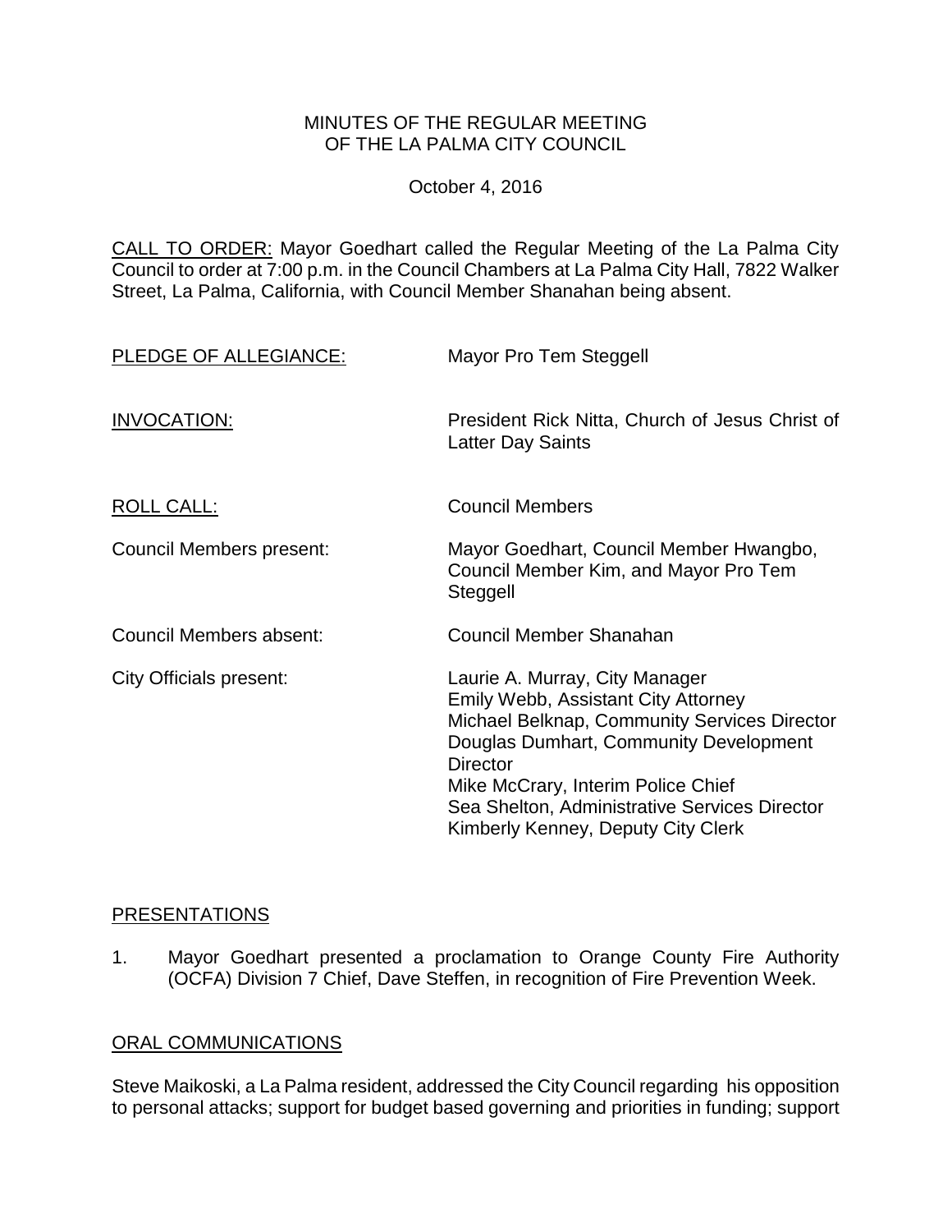MINUTES OF THE REGULAR MEETING
OF THE LA PALMA CITY COUNCIL

October 4, 2016

CALL TO ORDER: Mayor Goedhart called the Regular Meeting of the La Palma City Council to order at 7:00 p.m. in the Council Chambers at La Palma City Hall, 7822 Walker Street, La Palma, California, with Council Member Shanahan being absent.

| | |
|---|---|
| PLEDGE OF ALLEGIANCE: | Mayor Pro Tem Steggell |
| INVOCATION: | President Rick Nitta, Church of Jesus Christ of Latter Day Saints |
| ROLL CALL: | Council Members |
| Council Members present: | Mayor Goedhart, Council Member Hwangbo, Council Member Kim, and Mayor Pro Tem Steggell |
| Council Members absent: | Council Member Shanahan |
| City Officials present: | Laurie A. Murray, City Manager<br>Emily Webb, Assistant City Attorney<br>Michael Belknap, Community Services Director<br>Douglas Dumhart, Community Development Director<br>Mike McCrary, Interim Police Chief<br>Sea Shelton, Administrative Services Director<br>Kimberly Kenney, Deputy City Clerk |

## PRESENTATIONS

1. Mayor Goedhart presented a proclamation to Orange County Fire Authority (OCFA) Division 7 Chief, Dave Steffen, in recognition of Fire Prevention Week.

## ORAL COMMUNICATIONS

Steve Maikoski, a La Palma resident, addressed the City Council regarding his opposition to personal attacks; support for budget based governing and priorities in funding; support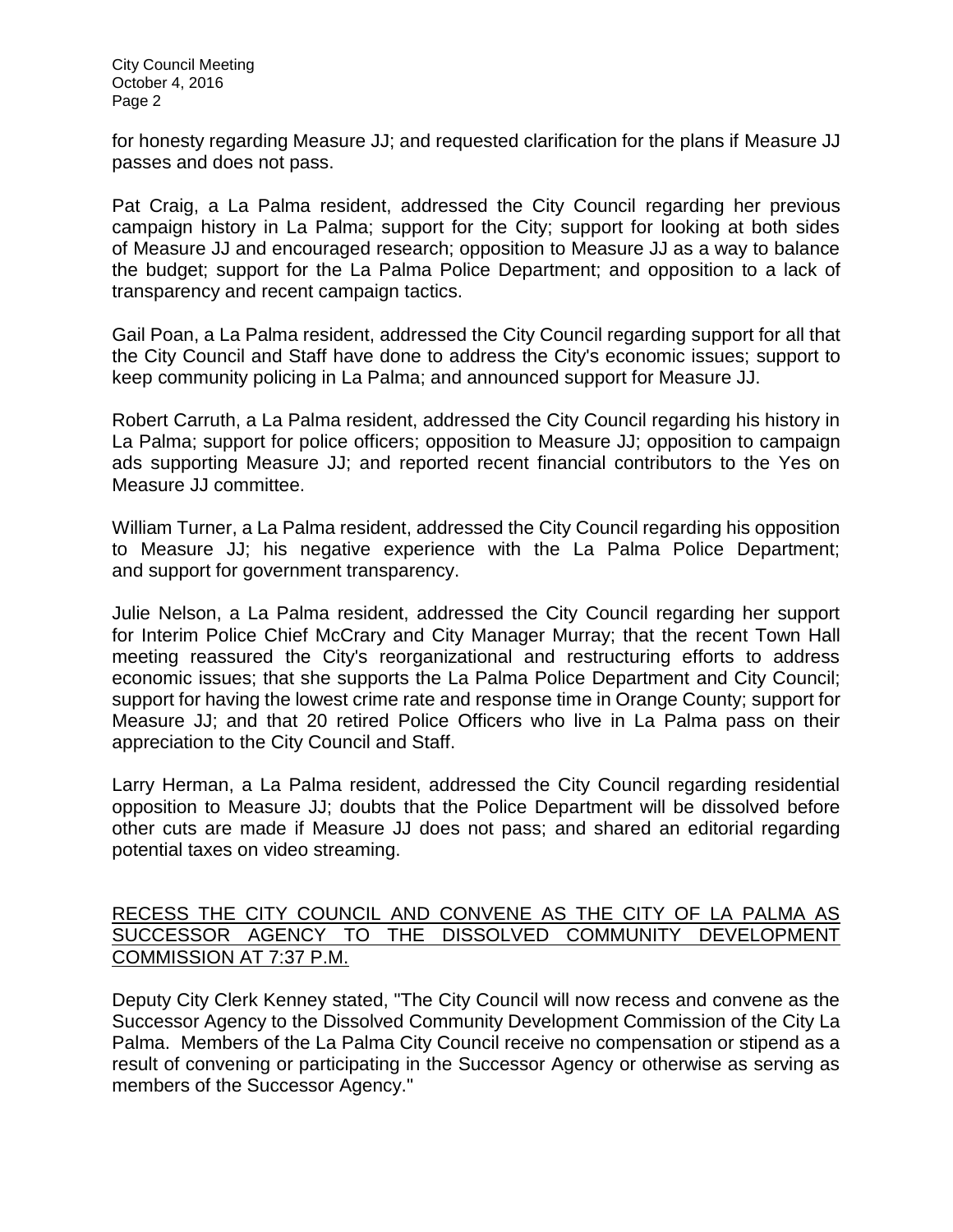for honesty regarding Measure JJ; and requested clarification for the plans if Measure JJ passes and does not pass.

Pat Craig, a La Palma resident, addressed the City Council regarding her previous campaign history in La Palma; support for the City; support for looking at both sides of Measure JJ and encouraged research; opposition to Measure JJ as a way to balance the budget; support for the La Palma Police Department; and opposition to a lack of transparency and recent campaign tactics.

Gail Poan, a La Palma resident, addressed the City Council regarding support for all that the City Council and Staff have done to address the City's economic issues; support to keep community policing in La Palma; and announced support for Measure JJ.

Robert Carruth, a La Palma resident, addressed the City Council regarding his history in La Palma; support for police officers; opposition to Measure JJ; opposition to campaign ads supporting Measure JJ; and reported recent financial contributors to the Yes on Measure JJ committee.

William Turner, a La Palma resident, addressed the City Council regarding his opposition to Measure JJ; his negative experience with the La Palma Police Department; and support for government transparency.

Julie Nelson, a La Palma resident, addressed the City Council regarding her support for Interim Police Chief McCrary and City Manager Murray; that the recent Town Hall meeting reassured the City's reorganizational and restructuring efforts to address economic issues; that she supports the La Palma Police Department and City Council; support for having the lowest crime rate and response time in Orange County; support for Measure JJ; and that 20 retired Police Officers who live in La Palma pass on their appreciation to the City Council and Staff.

Larry Herman, a La Palma resident, addressed the City Council regarding residential opposition to Measure JJ; doubts that the Police Department will be dissolved before other cuts are made if Measure JJ does not pass; and shared an editorial regarding potential taxes on video streaming.

RECESS THE CITY COUNCIL AND CONVENE AS THE CITY OF LA PALMA AS SUCCESSOR AGENCY TO THE DISSOLVED COMMUNITY DEVELOPMENT COMMISSION AT 7:37 P.M.

Deputy City Clerk Kenney stated, "The City Council will now recess and convene as the Successor Agency to the Dissolved Community Development Commission of the City La Palma. Members of the La Palma City Council receive no compensation or stipend as a result of convening or participating in the Successor Agency or otherwise as serving as members of the Successor Agency."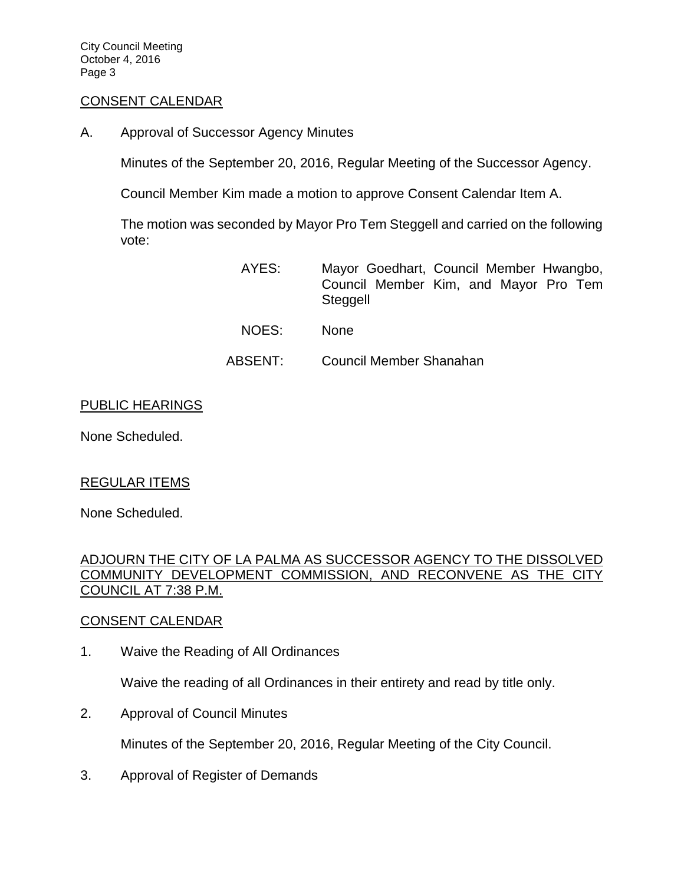## CONSENT CALENDAR

A. Approval of Successor Agency Minutes

Minutes of the September 20, 2016, Regular Meeting of the Successor Agency.

Council Member Kim made a motion to approve Consent Calendar Item A.

The motion was seconded by Mayor Pro Tem Steggell and carried on the following vote:

AYES: Mayor Goedhart, Council Member Hwangbo, Council Member Kim, and Mayor Pro Tem Steggell

NOES: None

ABSENT: Council Member Shanahan

## PUBLIC HEARINGS

None Scheduled.

## REGULAR ITEMS

None Scheduled.

## ADJOURN THE CITY OF LA PALMA AS SUCCESSOR AGENCY TO THE DISSOLVED COMMUNITY DEVELOPMENT COMMISSION, AND RECONVENE AS THE CITY COUNCIL AT 7:38 P.M.

## CONSENT CALENDAR

1. Waive the Reading of All Ordinances

   Waive the reading of all Ordinances in their entirety and read by title only.

2. Approval of Council Minutes

   Minutes of the September 20, 2016, Regular Meeting of the City Council.

3. Approval of Register of Demands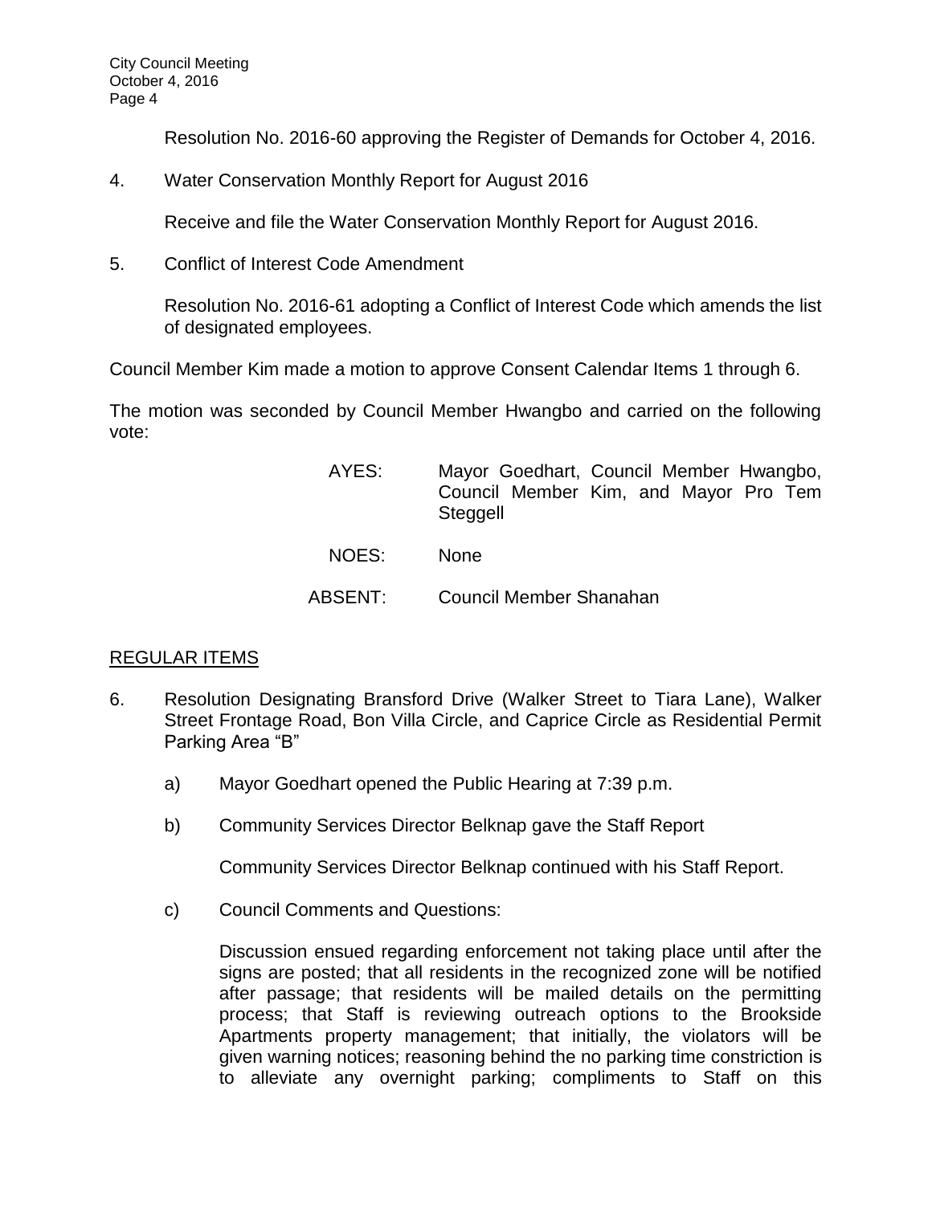Resolution No. 2016-60 approving the Register of Demands for October 4, 2016.

4. Water Conservation Monthly Report for August 2016

   Receive and file the Water Conservation Monthly Report for August 2016.

5. Conflict of Interest Code Amendment

   Resolution No. 2016-61 adopting a Conflict of Interest Code which amends the list of designated employees.

Council Member Kim made a motion to approve Consent Calendar Items 1 through 6.

The motion was seconded by Council Member Hwangbo and carried on the following vote:

AYES: Mayor Goedhart, Council Member Hwangbo, Council Member Kim, and Mayor Pro Tem Steggell

NOES: None

ABSENT: Council Member Shanahan

## REGULAR ITEMS

6. Resolution Designating Bransford Drive (Walker Street to Tiara Lane), Walker Street Frontage Road, Bon Villa Circle, and Caprice Circle as Residential Permit Parking Area "B"

   a) Mayor Goedhart opened the Public Hearing at 7:39 p.m.

   b) Community Services Director Belknap gave the Staff Report

      Community Services Director Belknap continued with his Staff Report.

   c) Council Comments and Questions:

      Discussion ensued regarding enforcement not taking place until after the signs are posted; that all residents in the recognized zone will be notified after passage; that residents will be mailed details on the permitting process; that Staff is reviewing outreach options to the Brookside Apartments property management; that initially, the violators will be given warning notices; reasoning behind the no parking time constriction is to alleviate any overnight parking; compliments to Staff on this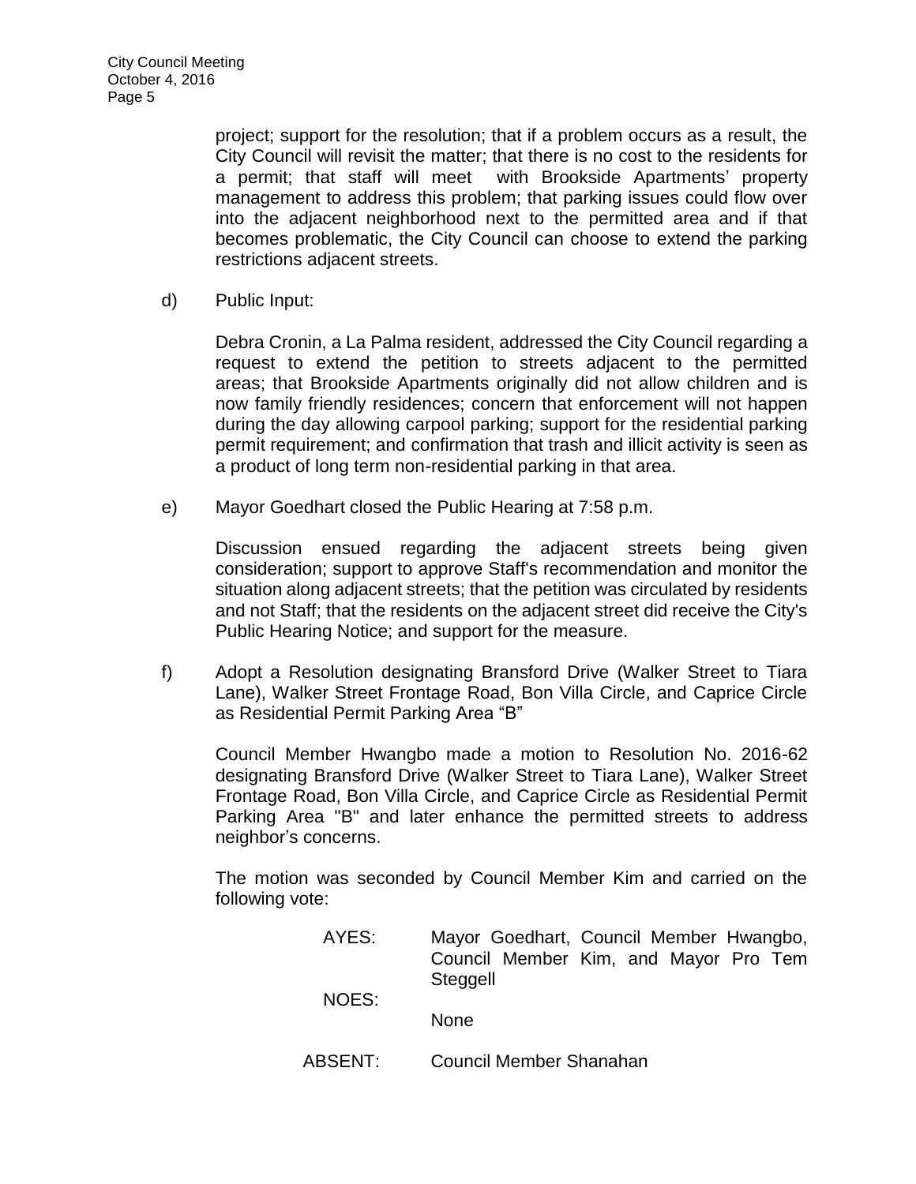project; support for the resolution; that if a problem occurs as a result, the City Council will revisit the matter; that there is no cost to the residents for a permit; that staff will meet with Brookside Apartments' property management to address this problem; that parking issues could flow over into the adjacent neighborhood next to the permitted area and if that becomes problematic, the City Council can choose to extend the parking restrictions adjacent streets.

d) Public Input:

Debra Cronin, a La Palma resident, addressed the City Council regarding a request to extend the petition to streets adjacent to the permitted areas; that Brookside Apartments originally did not allow children and is now family friendly residences; concern that enforcement will not happen during the day allowing carpool parking; support for the residential parking permit requirement; and confirmation that trash and illicit activity is seen as a product of long term non-residential parking in that area.

e) Mayor Goedhart closed the Public Hearing at 7:58 p.m.

Discussion ensued regarding the adjacent streets being given consideration; support to approve Staff's recommendation and monitor the situation along adjacent streets; that the petition was circulated by residents and not Staff; that the residents on the adjacent street did receive the City's Public Hearing Notice; and support for the measure.

f) Adopt a Resolution designating Bransford Drive (Walker Street to Tiara Lane), Walker Street Frontage Road, Bon Villa Circle, and Caprice Circle as Residential Permit Parking Area "B"

Council Member Hwangbo made a motion to Resolution No. 2016-62 designating Bransford Drive (Walker Street to Tiara Lane), Walker Street Frontage Road, Bon Villa Circle, and Caprice Circle as Residential Permit Parking Area "B" and later enhance the permitted streets to address neighbor's concerns.

The motion was seconded by Council Member Kim and carried on the following vote:

| | |
|---|---|
| AYES: | Mayor Goedhart, Council Member Hwangbo, Council Member Kim, and Mayor Pro Tem Steggell |
| NOES: | None |
| ABSENT: | Council Member Shanahan |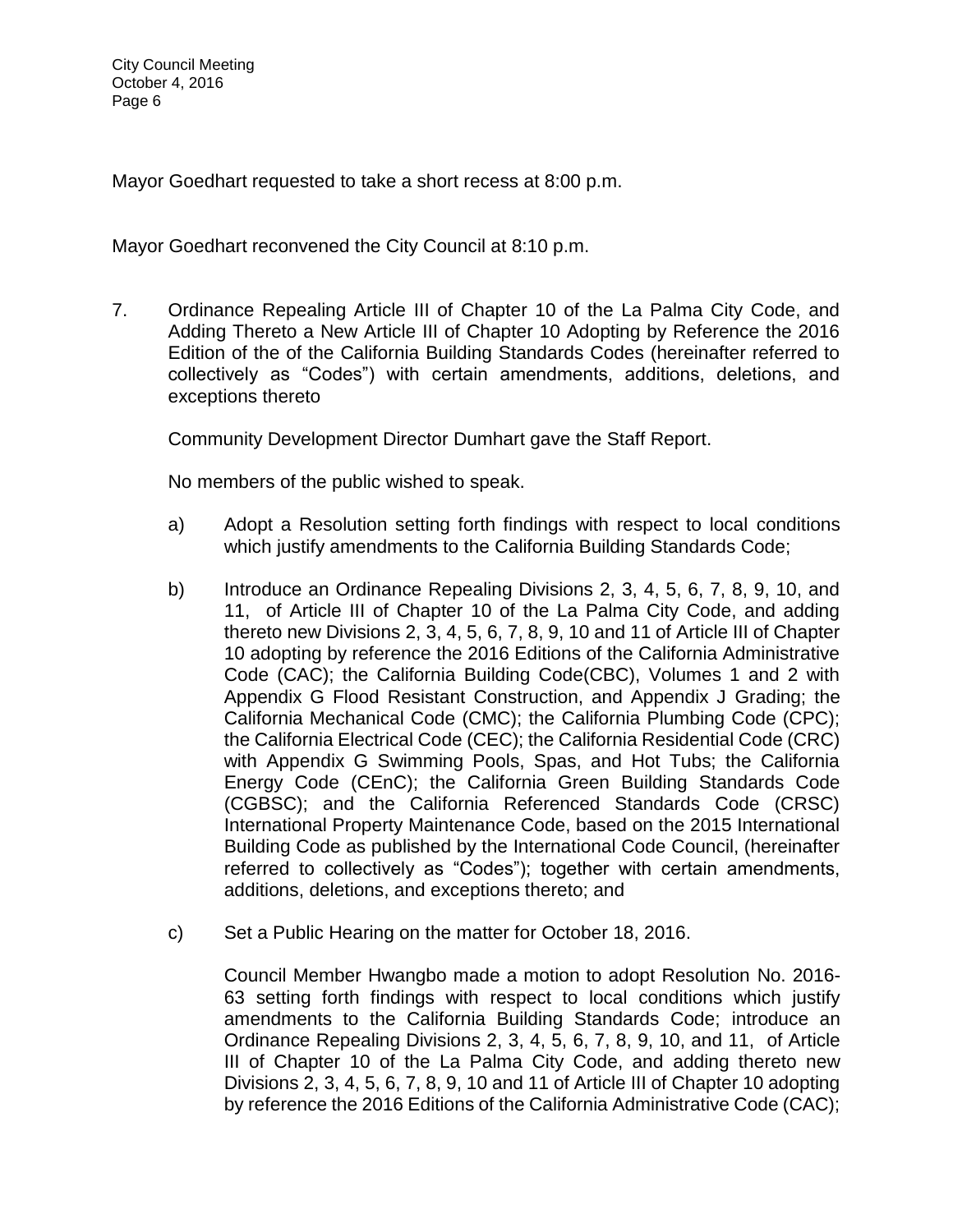Mayor Goedhart requested to take a short recess at 8:00 p.m.

Mayor Goedhart reconvened the City Council at 8:10 p.m.

7. Ordinance Repealing Article III of Chapter 10 of the La Palma City Code, and Adding Thereto a New Article III of Chapter 10 Adopting by Reference the 2016 Edition of the of the California Building Standards Codes (hereinafter referred to collectively as "Codes") with certain amendments, additions, deletions, and exceptions thereto

   Community Development Director Dumhart gave the Staff Report.

   No members of the public wished to speak.

   a) Adopt a Resolution setting forth findings with respect to local conditions which justify amendments to the California Building Standards Code;

   b) Introduce an Ordinance Repealing Divisions 2, 3, 4, 5, 6, 7, 8, 9, 10, and 11, of Article III of Chapter 10 of the La Palma City Code, and adding thereto new Divisions 2, 3, 4, 5, 6, 7, 8, 9, 10 and 11 of Article III of Chapter 10 adopting by reference the 2016 Editions of the California Administrative Code (CAC); the California Building Code(CBC), Volumes 1 and 2 with Appendix G Flood Resistant Construction, and Appendix J Grading; the California Mechanical Code (CMC); the California Plumbing Code (CPC); the California Electrical Code (CEC); the California Residential Code (CRC) with Appendix G Swimming Pools, Spas, and Hot Tubs; the California Energy Code (CEnC); the California Green Building Standards Code (CGBSC); and the California Referenced Standards Code (CRSC) International Property Maintenance Code, based on the 2015 International Building Code as published by the International Code Council, (hereinafter referred to collectively as "Codes"); together with certain amendments, additions, deletions, and exceptions thereto; and

   c) Set a Public Hearing on the matter for October 18, 2016.

      Council Member Hwangbo made a motion to adopt Resolution No. 2016-63 setting forth findings with respect to local conditions which justify amendments to the California Building Standards Code; introduce an Ordinance Repealing Divisions 2, 3, 4, 5, 6, 7, 8, 9, 10, and 11, of Article III of Chapter 10 of the La Palma City Code, and adding thereto new Divisions 2, 3, 4, 5, 6, 7, 8, 9, 10 and 11 of Article III of Chapter 10 adopting by reference the 2016 Editions of the California Administrative Code (CAC);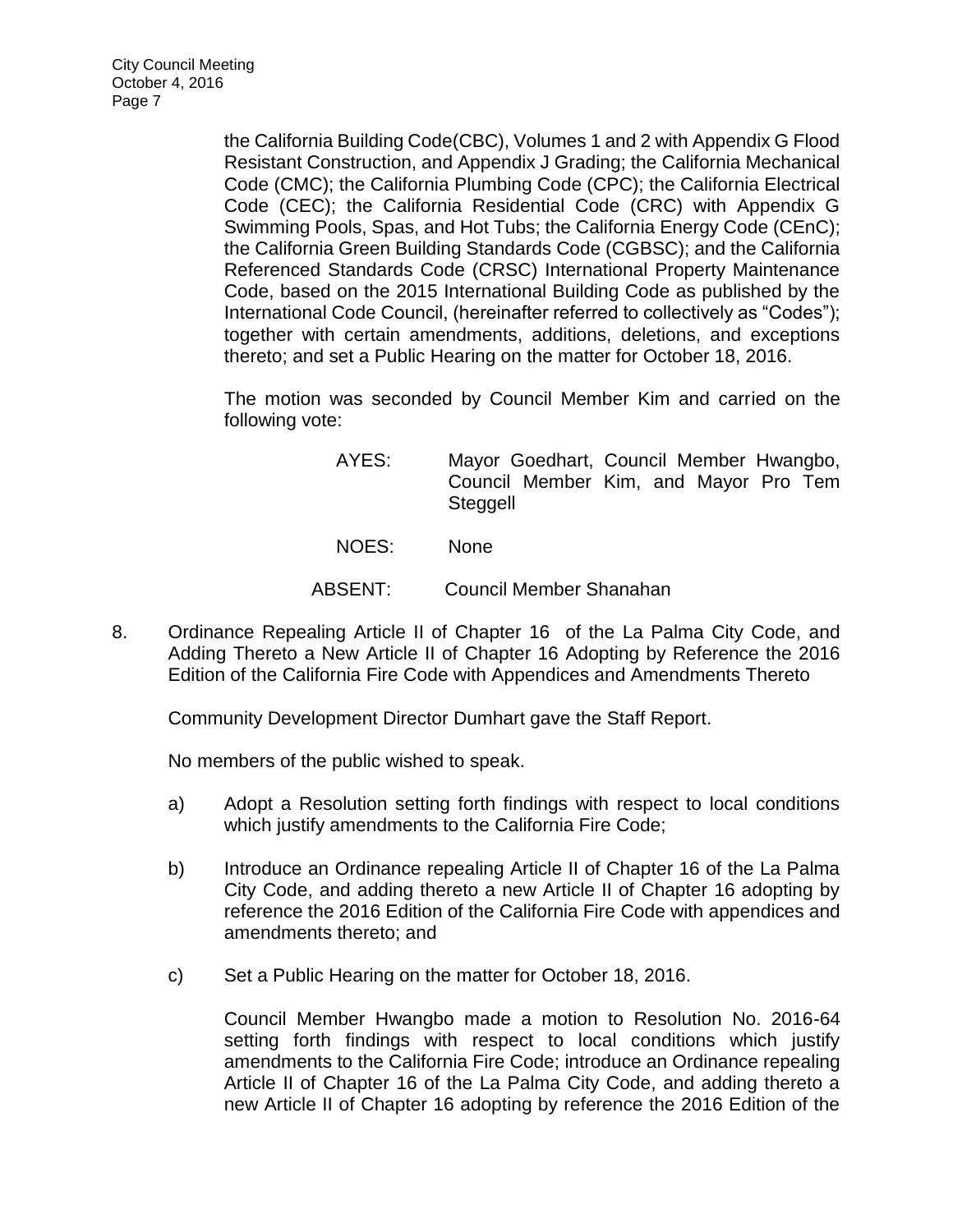the California Building Code(CBC), Volumes 1 and 2 with Appendix G Flood Resistant Construction, and Appendix J Grading; the California Mechanical Code (CMC); the California Plumbing Code (CPC); the California Electrical Code (CEC); the California Residential Code (CRC) with Appendix G Swimming Pools, Spas, and Hot Tubs; the California Energy Code (CEnC); the California Green Building Standards Code (CGBSC); and the California Referenced Standards Code (CRSC) International Property Maintenance Code, based on the 2015 International Building Code as published by the International Code Council, (hereinafter referred to collectively as "Codes"); together with certain amendments, additions, deletions, and exceptions thereto; and set a Public Hearing on the matter for October 18, 2016.

The motion was seconded by Council Member Kim and carried on the following vote:

AYES: Mayor Goedhart, Council Member Hwangbo, Council Member Kim, and Mayor Pro Tem Steggell

NOES: None

ABSENT: Council Member Shanahan

8. Ordinance Repealing Article II of Chapter 16 of the La Palma City Code, and Adding Thereto a New Article II of Chapter 16 Adopting by Reference the 2016 Edition of the California Fire Code with Appendices and Amendments Thereto

Community Development Director Dumhart gave the Staff Report.

No members of the public wished to speak.

a) Adopt a Resolution setting forth findings with respect to local conditions which justify amendments to the California Fire Code;

b) Introduce an Ordinance repealing Article II of Chapter 16 of the La Palma City Code, and adding thereto a new Article II of Chapter 16 adopting by reference the 2016 Edition of the California Fire Code with appendices and amendments thereto; and

c) Set a Public Hearing on the matter for October 18, 2016.

Council Member Hwangbo made a motion to Resolution No. 2016-64 setting forth findings with respect to local conditions which justify amendments to the California Fire Code; introduce an Ordinance repealing Article II of Chapter 16 of the La Palma City Code, and adding thereto a new Article II of Chapter 16 adopting by reference the 2016 Edition of the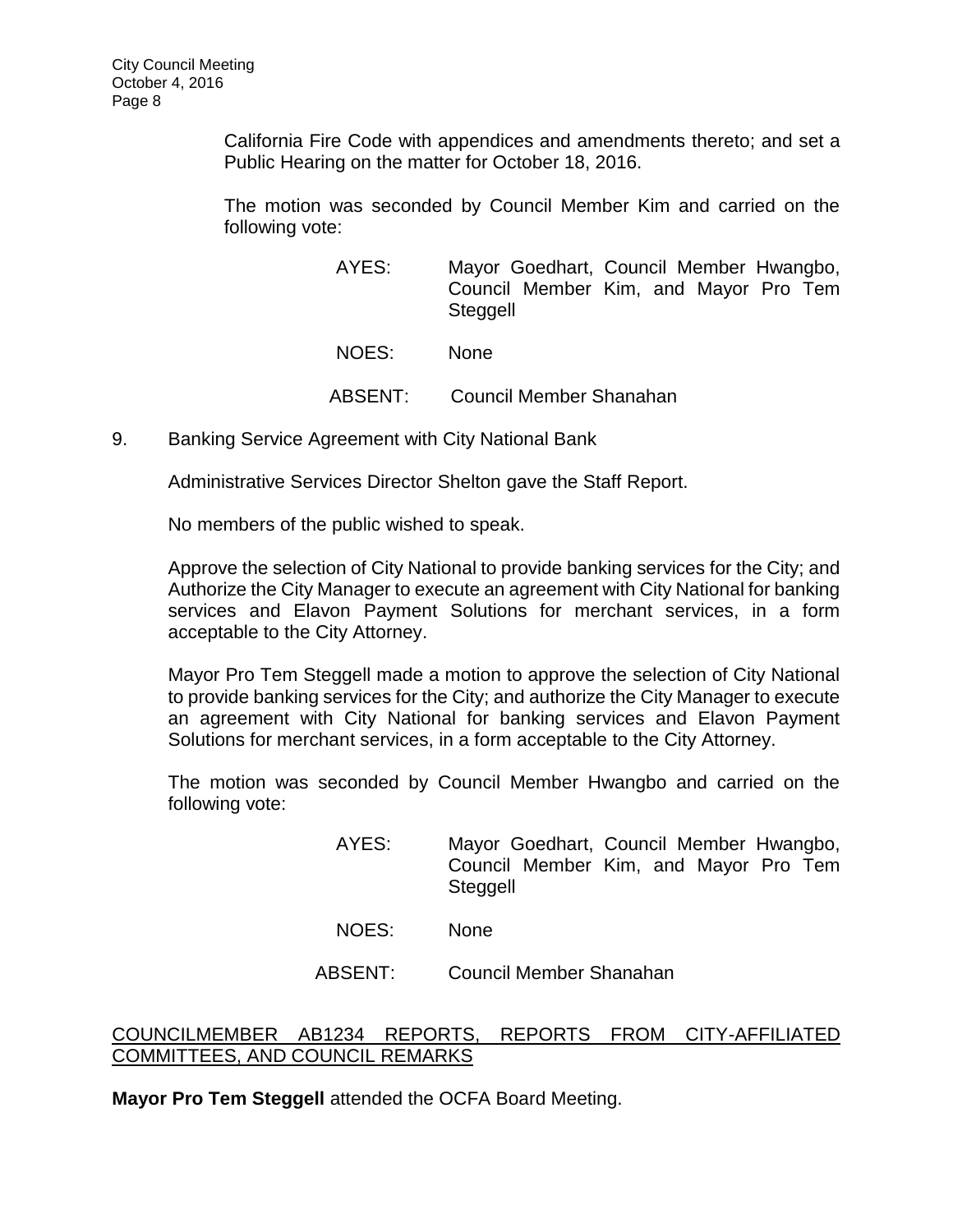California Fire Code with appendices and amendments thereto; and set a Public Hearing on the matter for October 18, 2016.

The motion was seconded by Council Member Kim and carried on the following vote:

AYES: Mayor Goedhart, Council Member Hwangbo, Council Member Kim, and Mayor Pro Tem Steggell

NOES: None

ABSENT: Council Member Shanahan

9. Banking Service Agreement with City National Bank

Administrative Services Director Shelton gave the Staff Report.

No members of the public wished to speak.

Approve the selection of City National to provide banking services for the City; and Authorize the City Manager to execute an agreement with City National for banking services and Elavon Payment Solutions for merchant services, in a form acceptable to the City Attorney.

Mayor Pro Tem Steggell made a motion to approve the selection of City National to provide banking services for the City; and authorize the City Manager to execute an agreement with City National for banking services and Elavon Payment Solutions for merchant services, in a form acceptable to the City Attorney.

The motion was seconded by Council Member Hwangbo and carried on the following vote:

AYES: Mayor Goedhart, Council Member Hwangbo, Council Member Kim, and Mayor Pro Tem Steggell

NOES: None

ABSENT: Council Member Shanahan

## COUNCILMEMBER AB1234 REPORTS, REPORTS FROM CITY-AFFILIATED COMMITTEES, AND COUNCIL REMARKS

**Mayor Pro Tem Steggell** attended the OCFA Board Meeting.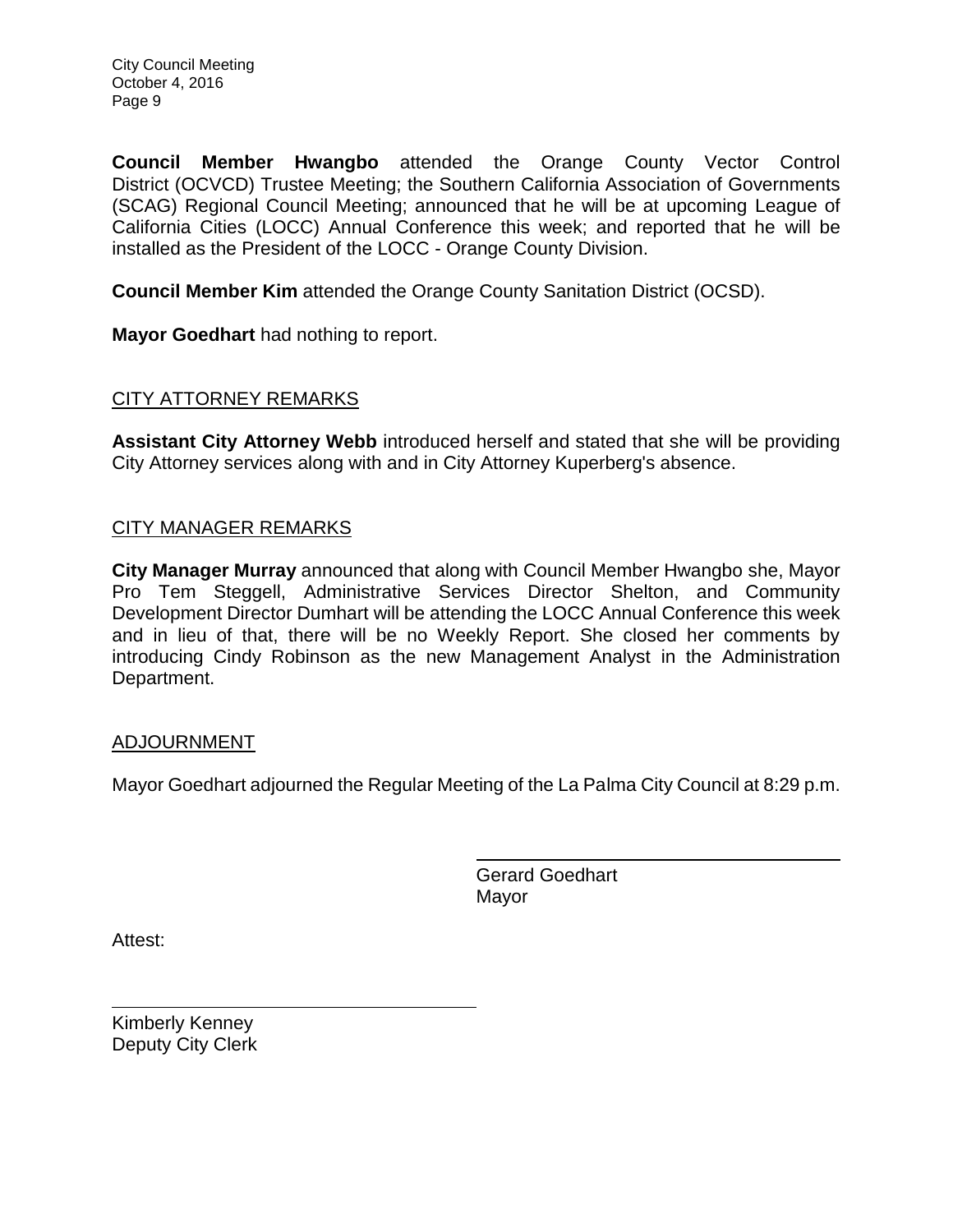**Council Member Hwangbo** attended the Orange County Vector Control District (OCVCD) Trustee Meeting; the Southern California Association of Governments (SCAG) Regional Council Meeting; announced that he will be at upcoming League of California Cities (LOCC) Annual Conference this week; and reported that he will be installed as the President of the LOCC - Orange County Division.

**Council Member Kim** attended the Orange County Sanitation District (OCSD).

**Mayor Goedhart** had nothing to report.

## CITY ATTORNEY REMARKS

**Assistant City Attorney Webb** introduced herself and stated that she will be providing City Attorney services along with and in City Attorney Kuperberg's absence.

## CITY MANAGER REMARKS

**City Manager Murray** announced that along with Council Member Hwangbo she, Mayor Pro Tem Steggell, Administrative Services Director Shelton, and Community Development Director Dumhart will be attending the LOCC Annual Conference this week and in lieu of that, there will be no Weekly Report. She closed her comments by introducing Cindy Robinson as the new Management Analyst in the Administration Department.

## ADJOURNMENT

Mayor Goedhart adjourned the Regular Meeting of the La Palma City Council at 8:29 p.m.

Gerard Goedhart
Mayor

Attest:

Kimberly Kenney
Deputy City Clerk